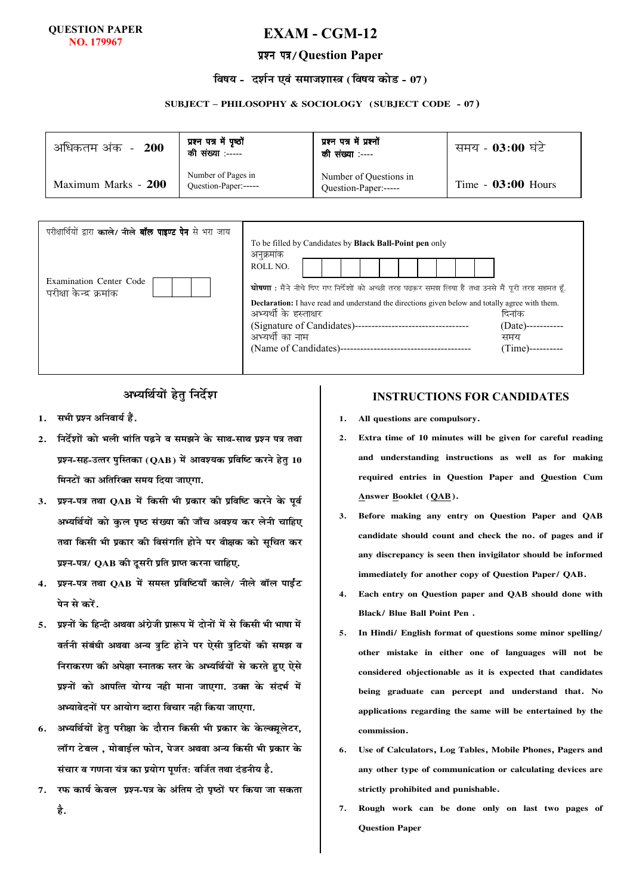**QUESTION PAPER**
**NO. 179967**

# EXAM - CGM-12

## प्रश्न पत्र / Question Paper

### विषय - दर्शन एवं समाजशास्त्र (विषय कोड - 07)

**SUBJECT – PHILOSOPHY & SOCIOLOGY (SUBJECT CODE - 07)**

| | | | |
|---|---|---|---|
| अधिकतम अंक - **200** | **प्रश्न पत्र में पृष्ठों की संख्या** :----- | **प्रश्न पत्र में प्रश्नों की संख्या** :---- | समय - **03:00** घंटे |
| Maximum Marks - **200** | Number of Pages in Question-Paper:----- | Number of Questions in Question-Paper:----- | Time - **03:00** Hours |

परीक्षार्थियों द्वारा **काले/ नीले बॉल पाइण्ट पेन** से भरा जाय

Examination Center Code
परीक्षा केन्द्र क्रमांक

To be filled by Candidates by **Black Ball-Point pen** only

अनुक्रमांक
ROLL NO.

**घोषणा** : मैंने नीचे दिए गए निर्देशों को अच्छी तरह पढ़कर समझ लिया है तथा उनसे मैं पूरी तरह सहमत हूँ.

**Declaration:** I have read and understand the directions given below and totally agree with them.

अभ्यर्थी के हस्ताक्षर
(Signature of Candidates)----------------------------------- दिनांक (Date)-----------

अभ्यर्थी का नाम
(Name of Candidates)--------------------------------------- समय (Time)----------

## अभ्यर्थियों हेतु निर्देश

1. **सभी प्रश्न अनिवार्य हैं.**
2. **निर्देशों को भली भांति पढ़ने व समझने के साथ-साथ प्रश्न पत्र तथा प्रश्न-सह-उत्तर पुस्तिका (QAB) में आवश्यक प्रविष्टि करने हेतु 10 मिनटों का अतिरिक्त समय दिया जाएगा.**
3. **प्रश्न-पत्र तथा QAB में किसी भी प्रकार की प्रविष्टि करने के पूर्व अभ्यर्थियों को कुल पृष्ठ संख्या की जाँच अवश्य कर लेनी चाहिए तथा किसी भी प्रकार की विसंगति होने पर वीक्षक को सूचित कर प्रश्न-पत्र/ QAB की दूसरी प्रति प्राप्त करना चाहिए.**
4. **प्रश्न-पत्र तथा QAB में समस्त प्रविष्टियाँ काले/ नीले बॉल पाईंट पेन से करें.**
5. **प्रश्नों के हिन्दी अथवा अंग्रेजी प्रारूप में दोनों में से किसी भी भाषा में वर्तनी संबंधी अथवा अन्य त्रुटि होने पर ऐसी त्रुटियों की समझ व निराकरण की अपेक्षा स्नातक स्तर के अभ्यर्थियों से करते हुए ऐसे प्रश्नों को आपत्ति योग्य नही माना जाएगा. उक्त के संदर्भ में अभ्यावेदनों पर आयोग व्दारा विचार नही किया जाएगा.**
6. **अभ्यर्थियों हेतु परीक्षा के दौरान किसी भी प्रकार के केल्क्यूलेटर, लॉग टेबल , मोबाईल फोन, पेजर अथवा अन्य किसी भी प्रकार के संचार व गणना यंत्र का प्रयोग पूर्णतः वर्जित तथा दंडनीय है.**
7. **रफ कार्य केवल प्रश्न-पत्र के अंतिम दो पृष्ठों पर किया जा सकता है.**

## INSTRUCTIONS FOR CANDIDATES

1. **All questions are compulsory.**
2. **Extra time of 10 minutes will be given for careful reading and understanding instructions as well as for making required entries in Question Paper and Question Cum Answer Booklet (QAB).**
3. **Before making any entry on Question Paper and QAB candidate should count and check the no. of pages and if any discrepancy is seen then invigilator should be informed immediately for another copy of Question Paper/ QAB.**
4. **Each entry on Question paper and QAB should done with Black/ Blue Ball Point Pen .**
5. **In Hindi/ English format of questions some minor spelling/ other mistake in either one of languages will not be considered objectionable as it is expected that candidates being graduate can percept and understand that. No applications regarding the same will be entertained by the commission.**
6. **Use of Calculators, Log Tables, Mobile Phones, Pagers and any other type of communication or calculating devices are strictly prohibited and punishable.**
7. **Rough work can be done only on last two pages of Question Paper**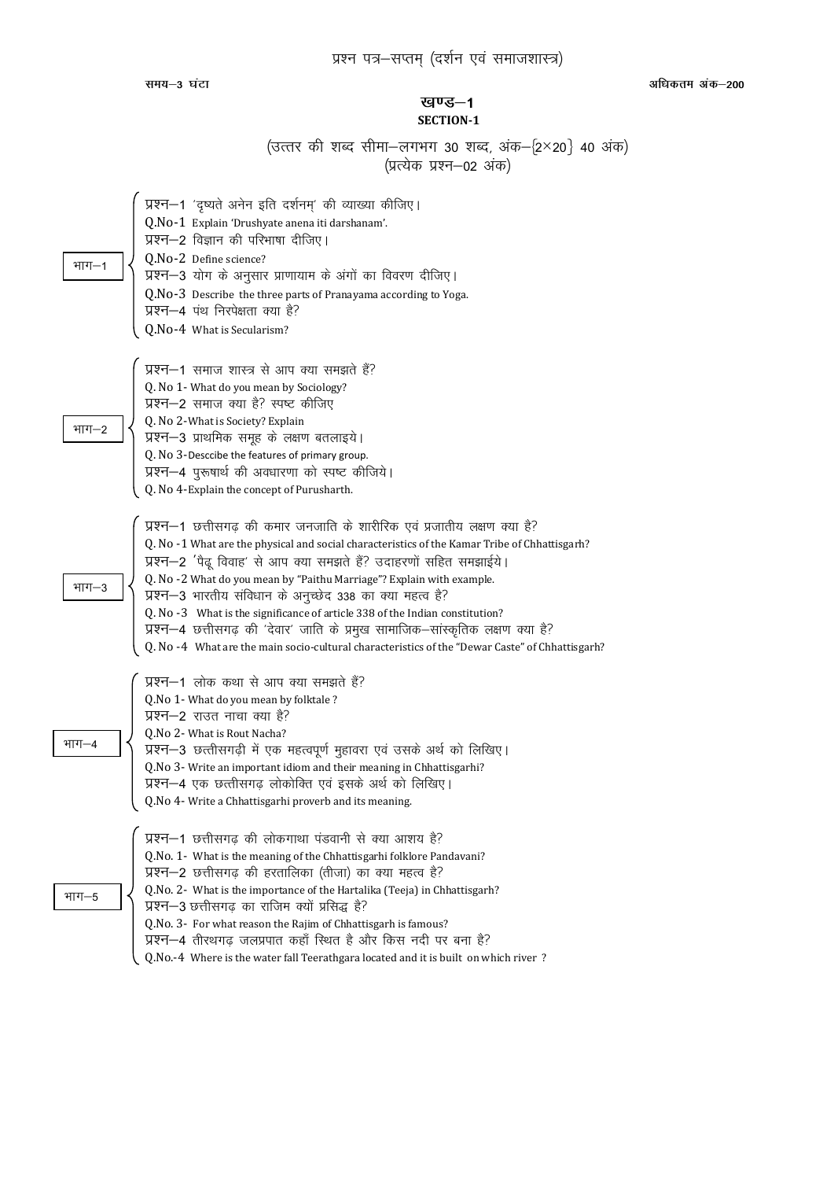प्रश्न पत्र–सप्तम् (दर्शन एवं समाजशास्त्र)

**समय–3 घंटा** **अधिकतम अंक–200**

## खण्ड–1
## SECTION-1

(उत्तर की शब्द सीमा–लगभग 30 शब्द, अंक–{2×20} 40 अंक)
(प्रत्येक प्रश्न–02 अंक)

### भाग–1

प्रश्न–1 'दृष्यते अनेन इति दर्शनम्' की व्याख्या कीजिए।
Q.No-1 Explain 'Drushyate anena iti darshanam'.
प्रश्न–2 विज्ञान की परिभाषा दीजिए।
Q.No-2 Define science?
प्रश्न–3 योग के अनुसार प्राणायाम के अंगों का विवरण दीजिए।
Q.No-3 Describe the three parts of Pranayama according to Yoga.
प्रश्न–4 पंथ निरपेक्षता क्या है?
Q.No-4 What is Secularism?

### भाग–2

प्रश्न–1 समाज शास्त्र से आप क्या समझते हैं?
Q. No 1- What do you mean by Sociology?
प्रश्न–2 समाज क्या है? स्पष्ट कीजिए
Q. No 2-What is Society? Explain
प्रश्न–3 प्राथमिक समूह के लक्षण बतलाइये।
Q. No 3-Desccibe the features of primary group.
प्रश्न–4 पुरूषार्थ की अवधारणा को स्पष्ट कीजिये।
Q. No 4-Explain the concept of Purusharth.

### भाग–3

प्रश्न–1 छत्तीसगढ़ की कमार जनजाति के शारीरिक एवं प्रजातीय लक्षण क्या है?
Q. No -1 What are the physical and social characteristics of the Kamar Tribe of Chhattisgarh?
प्रश्न–2 'पैठू विवाह' से आप क्या समझते हैं? उदाहरणों सहित समझाईये।
Q. No -2 What do you mean by "Paithu Marriage"? Explain with example.
प्रश्न–3 भारतीय संविधान के अनुच्छेद 338 का क्या महत्व है?
Q. No -3 What is the significance of article 338 of the Indian constitution?
प्रश्न–4 छत्तीसगढ़ की 'देवार' जाति के प्रमुख सामाजिक–सांस्कृतिक लक्षण क्या है?
Q. No -4 What are the main socio-cultural characteristics of the "Dewar Caste" of Chhattisgarh?

### भाग–4

प्रश्न–1 लोक कथा से आप क्या समझते हैं?
Q.No 1- What do you mean by folktale ?
प्रश्न–2 राउत नाचा क्या है?
Q.No 2- What is Rout Nacha?
प्रश्न–3 छत्तीसगढ़ी में एक महत्वपूर्ण मुहावरा एवं उसके अर्थ को लिखिए।
Q.No 3- Write an important idiom and their meaning in Chhattisgarhi?
प्रश्न–4 एक छत्तीसगढ़ लोकोक्ति एवं इसके अर्थ को लिखिए।
Q.No 4- Write a Chhattisgarhi proverb and its meaning.

### भाग–5

प्रश्न–1 छत्तीसगढ़ की लोकगाथा पंडवानी से क्या आशय है?
Q.No. 1- What is the meaning of the Chhattisgarhi folklore Pandavani?
प्रश्न–2 छत्तीसगढ़ की हरतालिका (तीजा) का क्या महत्व है?
Q.No. 2- What is the importance of the Hartalika (Teeja) in Chhattisgarh?
प्रश्न–3 छत्तीसगढ़ का राजिम क्यों प्रसिद्ध है?
Q.No. 3- For what reason the Rajim of Chhattisgarh is famous?
प्रश्न–4 तीरथगढ़ जलप्रपात कहाँ स्थित है और किस नदी पर बना है?
Q.No.-4 Where is the water fall Teerathgara located and it is built on which river ?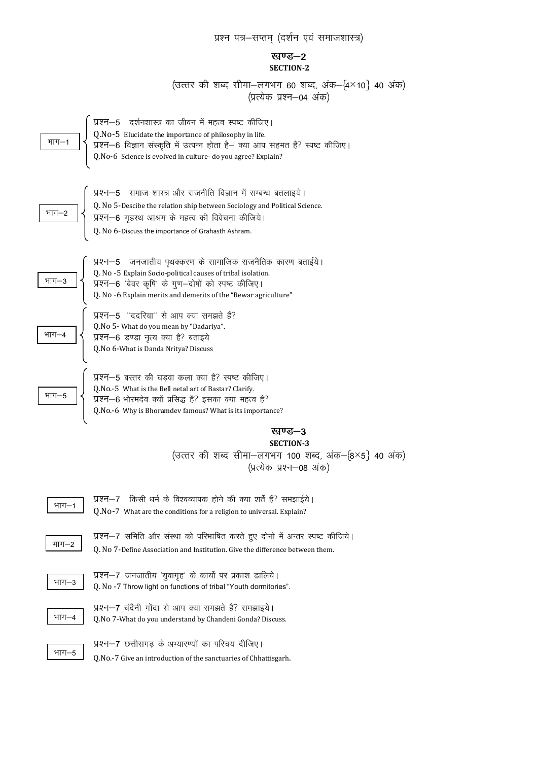प्रश्न पत्र–सप्तम् (दर्शन एवं समाजशास्त्र)

## खण्ड–2
## SECTION-2

(उत्तर की शब्द सीमा–लगभग 60 शब्द, अंक–{4×10} 40 अंक)
(प्रत्येक प्रश्न–04 अंक)

**भाग–1**

प्रश्न–5 दर्शनशास्त्र का जीवन में महत्व स्पष्ट कीजिए।
Q.No-5 Elucidate the importance of philosophy in life.
प्रश्न–6 विज्ञान संस्कृति में उत्पन्न होता है– क्या आप सहमत हैं? स्पष्ट कीजिए।
Q.No-6 Science is evolved in culture- do you agree? Explain?

**भाग–2**

प्रश्न–5 समाज शास्त्र और राजनीति विज्ञान में सम्बन्ध बतलाइये।
Q. No 5-Descibe the relation ship between Sociology and Political Science.
प्रश्न–6 गृहस्थ आश्रम के महत्व की विवेचना कीजिये।
Q. No 6-Discuss the importance of Grahasth Ashram.

**भाग–3**

प्रश्न–5 जनजातीय पृथक्करण के सामाजिक राजनैतिक कारण बताईये।
Q. No -5 Explain Socio-political causes of tribal isolation.
प्रश्न–6 'बेवर कृषि' के गुण–दोषों को स्पष्ट कीजिए।
Q. No -6 Explain merits and demerits of the "Bewar agriculture"

**भाग–4**

प्रश्न–5 ''ददरिया'' से आप क्या समझते हैं?
Q.No 5- What do you mean by "Dadariya".
प्रश्न–6 डण्डा नृत्य क्या है? बताइये
Q.No 6-What is Danda Nritya? Discuss

**भाग–5**

प्रश्न–5 बस्तर की घड़वा कला क्या है? स्पष्ट कीजिए।
Q.No.-5 What is the Bell netal art of Bastar? Clarify.
प्रश्न–6 भोरमदेव क्यों प्रसिद्ध है? इसका क्या महत्व है?
Q.No.-6 Why is Bhoramdev famous? What is its importance?

## खण्ड–3
## SECTION-3

(उत्तर की शब्द सीमा–लगभग 100 शब्द, अंक–{8×5} 40 अंक)
(प्रत्येक प्रश्न–08 अंक)

**भाग–1**

प्रश्न–7 किसी धर्म के विश्वव्यापक होने की क्या शर्तें हैं? समझाईये।
Q.No-7 What are the conditions for a religion to universal. Explain?

**भाग–2**

प्रश्न–7 समिति और संस्था को परिभाषित करते हुए दोनो में अन्तर स्पष्ट कीजिये।
Q. No 7-Define Association and Institution. Give the difference between them.

**भाग–3**

प्रश्न–7 जनजातीय 'युवागृह' के कार्यों पर प्रकाश डालिये।
Q. No -7 Throw light on functions of tribal "Youth dormitories".

**भाग–4**

प्रश्न–7 चंदैनी गोंदा से आप क्या समझते हैं? समझाइये।
Q.No 7-What do you understand by Chandeni Gonda? Discuss.

**भाग–5**

प्रश्न–7 छत्तीसगढ़ के अभ्यारण्यों का परिचय दीजिए।
Q.No.-7 Give an introduction of the sanctuaries of Chhattisgarh.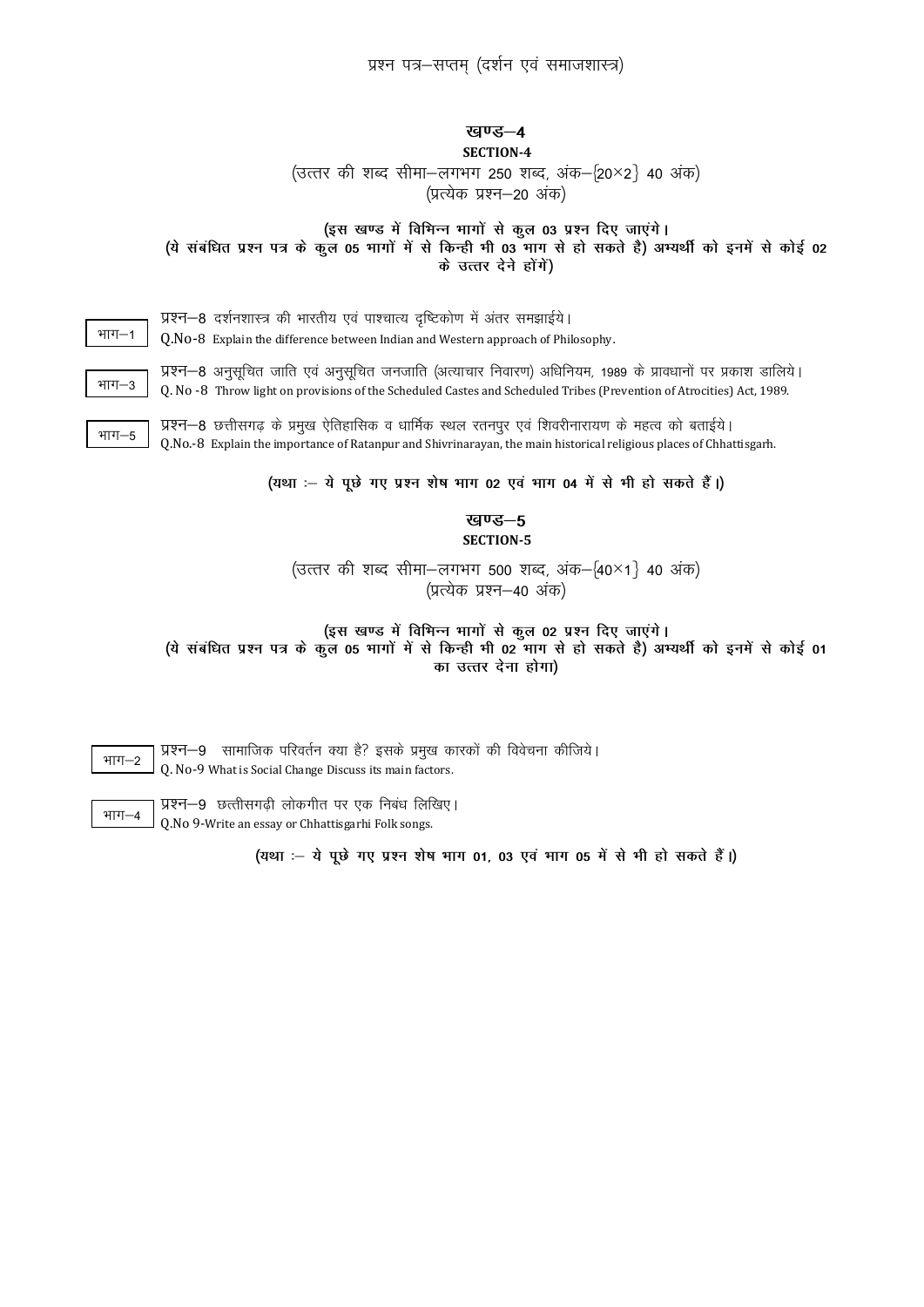प्रश्न पत्र–सप्तम् (दर्शन एवं समाजशास्त्र)

## खण्ड–4
### SECTION-4

(उत्तर की शब्द सीमा–लगभग 250 शब्द, अंक–{20×2} 40 अंक)
(प्रत्येक प्रश्न–20 अंक)

**(इस खण्ड में विभिन्न भागों से कुल 03 प्रश्न दिए जाएंगे।**
**(ये संबंधित प्रश्न पत्र के कुल 05 भागों में से किन्ही भी 03 भाग से हो सकते है) अभ्यर्थी को इनमें से कोई 02 के उत्तर देने होंगे)**

भाग–1

प्रश्न–8 दर्शनशास्त्र की भारतीय एवं पाश्चात्य दृष्टिकोण में अंतर समझाईये।
Q.No-8 Explain the difference between Indian and Western approach of Philosophy.

भाग–3

प्रश्न–8 अनुसूचित जाति एवं अनुसूचित जनजाति (अत्याचार निवारण) अधिनियम, 1989 के प्रावधानों पर प्रकाश डालिये।
Q. No -8 Throw light on provisions of the Scheduled Castes and Scheduled Tribes (Prevention of Atrocities) Act, 1989.

भाग–5

प्रश्न–8 छत्तीसगढ़ के प्रमुख ऐतिहासिक व धार्मिक स्थल रतनपुर एवं शिवरीनारायण के महत्व को बताईये।
Q.No.-8 Explain the importance of Ratanpur and Shivrinarayan, the main historical religious places of Chhattisgarh.

**(यथा :– ये पूछे गए प्रश्न शेष भाग 02 एवं भाग 04 में से भी हो सकते हैं।)**

## खण्ड–5
### SECTION-5

(उत्तर की शब्द सीमा–लगभग 500 शब्द, अंक–{40×1} 40 अंक)
(प्रत्येक प्रश्न–40 अंक)

**(इस खण्ड में विभिन्न भागों से कुल 02 प्रश्न दिए जाएंगे।**
**(ये संबंधित प्रश्न पत्र के कुल 05 भागों में से किन्ही भी 02 भाग से हो सकते है) अभ्यर्थी को इनमें से कोई 01 का उत्तर देना होगा)**

भाग–2

प्रश्न–9 सामाजिक परिवर्तन क्या है? इसके प्रमुख कारकों की विवेचना कीजिये।
Q. No-9 What is Social Change Discuss its main factors.

भाग–4

प्रश्न–9 छत्तीसगढ़ी लोकगीत पर एक निबंध लिखिए।
Q.No 9-Write an essay or Chhattisgarhi Folk songs.

**(यथा :– ये पूछे गए प्रश्न शेष भाग 01, 03 एवं भाग 05 में से भी हो सकते हैं।)**